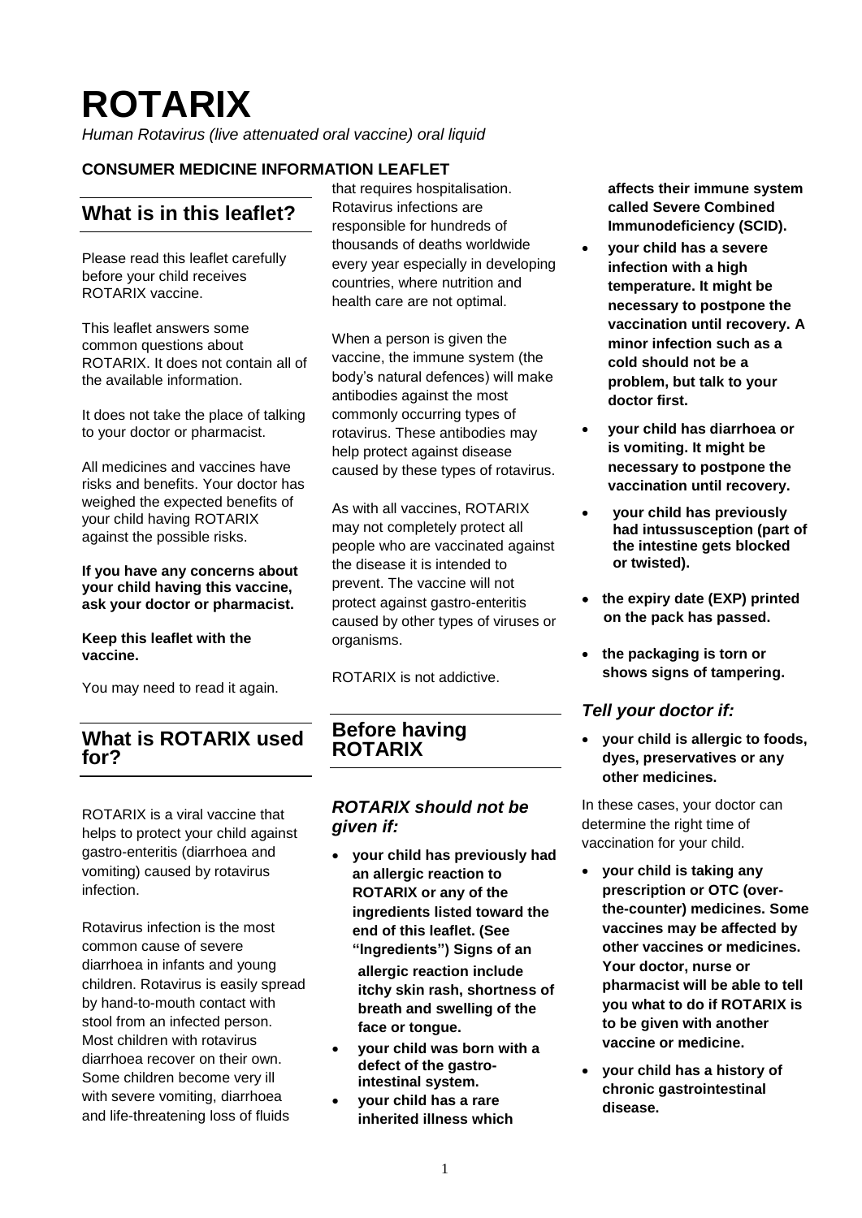# ROTARIX

*Human Rotavirus (live attenuated oral vaccine) oral liquid*

**CONSUMER MEDICINE INFORMATION LEAFLET**

## What is in this leaflet?

Please read this leaflet carefully before your child receives ROTARIX vaccine.

This leaflet answers some common questions about ROTARIX. It does not contain all of the available information.

It does not take the place of talking to your doctor or pharmacist.

All medicines and vaccines have risks and benefits. Your doctor has weighed the expected benefits of your child having ROTARIX against the possible risks.

**If you have any concerns about your child having this vaccine, ask your doctor or pharmacist.**

**Keep this leaflet with the vaccine.**

You may need to read it again.

## What is ROTARIX used for?

ROTARIX is a viral vaccine that helps to protect your child against gastro-enteritis (diarrhoea and vomiting) caused by rotavirus infection.

Rotavirus infection is the most common cause of severe diarrhoea in infants and young children. Rotavirus is easily spread by hand-to-mouth contact with stool from an infected person. Most children with rotavirus diarrhoea recover on their own. Some children become very ill with severe vomiting, diarrhoea and life-threatening loss of fluids that requires hospitalisation. Rotavirus infections are responsible for hundreds of thousands of deaths worldwide every year especially in developing countries, where nutrition and health care are not optimal.

When a person is given the vaccine, the immune system (the body's natural defences) will make antibodies against the most commonly occurring types of rotavirus. These antibodies may help protect against disease caused by these types of rotavirus.

As with all vaccines, ROTARIX may not completely protect all people who are vaccinated against the disease it is intended to prevent. The vaccine will not protect against gastro-enteritis caused by other types of viruses or organisms.

ROTARIX is not addictive.

## Before having ROTARIX

### *ROTARIX should not be given if:*

- **your child has previously had an allergic reaction to ROTARIX or any of the ingredients listed toward the end of this leaflet. (See "Ingredients") Signs of an allergic reaction include itchy skin rash, shortness of breath and swelling of the face or tongue.**
- **your child was born with a defect of the gastro-intestinal system.**
- **your child has a rare inherited illness which affects their immune system called Severe Combined Immunodeficiency (SCID).**
- **your child has a severe infection with a high temperature. It might be necessary to postpone the vaccination until recovery. A minor infection such as a cold should not be a problem, but talk to your doctor first.**
- **your child has diarrhoea or is vomiting. It might be necessary to postpone the vaccination until recovery.**
- **your child has previously had intussusception (part of the intestine gets blocked or twisted).**
- **the expiry date (EXP) printed on the pack has passed.**
- **the packaging is torn or shows signs of tampering.**

### *Tell your doctor if:*

- **your child is allergic to foods, dyes, preservatives or any other medicines.**

In these cases, your doctor can determine the right time of vaccination for your child.

- **your child is taking any prescription or OTC (over-the-counter) medicines. Some vaccines may be affected by other vaccines or medicines. Your doctor, nurse or pharmacist will be able to tell you what to do if ROTARIX is to be given with another vaccine or medicine.**
- **your child has a history of chronic gastrointestinal disease.**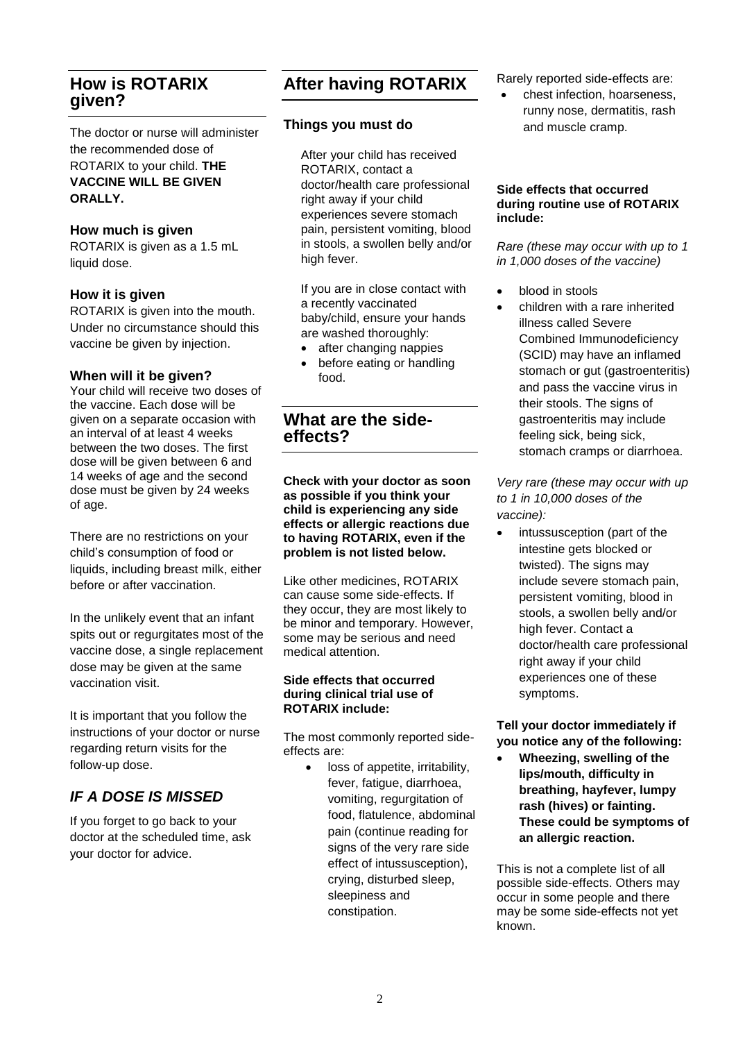## How is ROTARIX given?

The doctor or nurse will administer the recommended dose of ROTARIX to your child. **THE VACCINE WILL BE GIVEN ORALLY.**

### How much is given

ROTARIX is given as a 1.5 mL liquid dose.

### How it is given

ROTARIX is given into the mouth. Under no circumstance should this vaccine be given by injection.

### When will it be given?

Your child will receive two doses of the vaccine. Each dose will be given on a separate occasion with an interval of at least 4 weeks between the two doses. The first dose will be given between 6 and 14 weeks of age and the second dose must be given by 24 weeks of age.

There are no restrictions on your child's consumption of food or liquids, including breast milk, either before or after vaccination.

In the unlikely event that an infant spits out or regurgitates most of the vaccine dose, a single replacement dose may be given at the same vaccination visit.

It is important that you follow the instructions of your doctor or nurse regarding return visits for the follow-up dose.

## *IF A DOSE IS MISSED*

If you forget to go back to your doctor at the scheduled time, ask your doctor for advice.

## After having ROTARIX

### Things you must do

After your child has received ROTARIX, contact a doctor/health care professional right away if your child experiences severe stomach pain, persistent vomiting, blood in stools, a swollen belly and/or high fever.

If you are in close contact with a recently vaccinated baby/child, ensure your hands are washed thoroughly:

- after changing nappies
- before eating or handling food.

## What are the side-effects?

**Check with your doctor as soon as possible if you think your child is experiencing any side effects or allergic reactions due to having ROTARIX, even if the problem is not listed below.**

Like other medicines, ROTARIX can cause some side-effects. If they occur, they are most likely to be minor and temporary. However, some may be serious and need medical attention.

**Side effects that occurred during clinical trial use of ROTARIX include:**

The most commonly reported side-effects are:

- loss of appetite, irritability, fever, fatigue, diarrhoea, vomiting, regurgitation of food, flatulence, abdominal pain (continue reading for signs of the very rare side effect of intussusception), crying, disturbed sleep, sleepiness and constipation.

Rarely reported side-effects are:

- chest infection, hoarseness, runny nose, dermatitis, rash and muscle cramp.

**Side effects that occurred during routine use of ROTARIX include:**

*Rare (these may occur with up to 1 in 1,000 doses of the vaccine)*

- blood in stools
- children with a rare inherited illness called Severe Combined Immunodeficiency (SCID) may have an inflamed stomach or gut (gastroenteritis) and pass the vaccine virus in their stools. The signs of gastroenteritis may include feeling sick, being sick, stomach cramps or diarrhoea.

*Very rare (these may occur with up to 1 in 10,000 doses of the vaccine):*

- intussusception (part of the intestine gets blocked or twisted). The signs may include severe stomach pain, persistent vomiting, blood in stools, a swollen belly and/or high fever. Contact a doctor/health care professional right away if your child experiences one of these symptoms.

**Tell your doctor immediately if you notice any of the following:**

- **Wheezing, swelling of the lips/mouth, difficulty in breathing, hayfever, lumpy rash (hives) or fainting. These could be symptoms of an allergic reaction.**

This is not a complete list of all possible side-effects. Others may occur in some people and there may be some side-effects not yet known.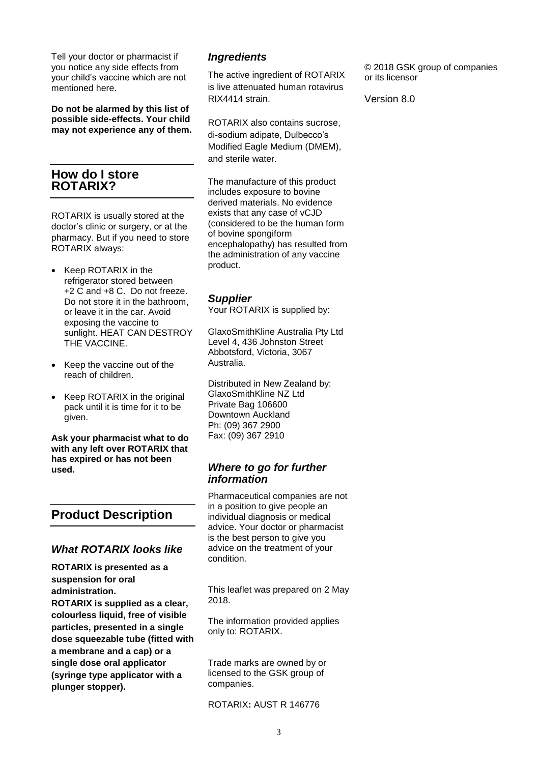Tell your doctor or pharmacist if you notice any side effects from your child's vaccine which are not mentioned here.

**Do not be alarmed by this list of possible side-effects. Your child may not experience any of them.**

## How do I store ROTARIX?

ROTARIX is usually stored at the doctor's clinic or surgery, or at the pharmacy. But if you need to store ROTARIX always:

- Keep ROTARIX in the refrigerator stored between +2 C and +8 C. Do not freeze. Do not store it in the bathroom, or leave it in the car. Avoid exposing the vaccine to sunlight. HEAT CAN DESTROY THE VACCINE.
- Keep the vaccine out of the reach of children.
- Keep ROTARIX in the original pack until it is time for it to be given.

**Ask your pharmacist what to do with any left over ROTARIX that has expired or has not been used.**

## Product Description

### *What ROTARIX looks like*

**ROTARIX is presented as a suspension for oral administration.**
**ROTARIX is supplied as a clear, colourless liquid, free of visible particles, presented in a single dose squeezable tube (fitted with a membrane and a cap) or a single dose oral applicator (syringe type applicator with a plunger stopper).**

### *Ingredients*

The active ingredient of ROTARIX is live attenuated human rotavirus RIX4414 strain.

ROTARIX also contains sucrose, di-sodium adipate, Dulbecco's Modified Eagle Medium (DMEM), and sterile water.

The manufacture of this product includes exposure to bovine derived materials. No evidence exists that any case of vCJD (considered to be the human form of bovine spongiform encephalopathy) has resulted from the administration of any vaccine product.

### *Supplier*

Your ROTARIX is supplied by:

GlaxoSmithKline Australia Pty Ltd
Level 4, 436 Johnston Street
Abbotsford, Victoria, 3067
Australia.

Distributed in New Zealand by:
GlaxoSmithKline NZ Ltd
Private Bag 106600
Downtown Auckland
Ph: (09) 367 2900
Fax: (09) 367 2910

### *Where to go for further information*

Pharmaceutical companies are not in a position to give people an individual diagnosis or medical advice. Your doctor or pharmacist is the best person to give you advice on the treatment of your condition.

This leaflet was prepared on 2 May 2018.

The information provided applies only to: ROTARIX.

Trade marks are owned by or licensed to the GSK group of companies.

ROTARIX**:** AUST R 146776

© 2018 GSK group of companies or its licensor

Version 8.0